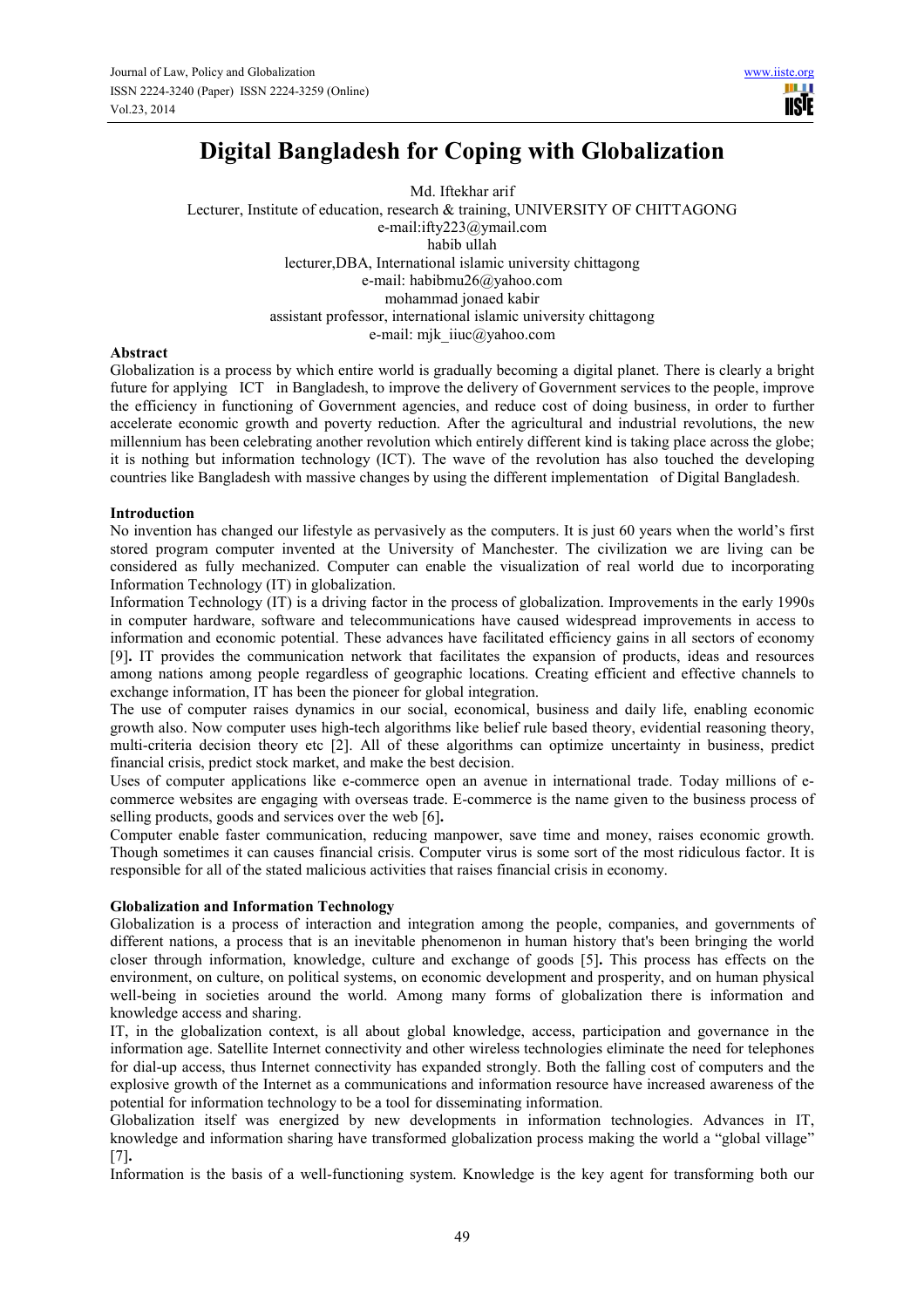# Digital Bangladesh for Coping with Globalization

Md. Iftekhar arif
Lecturer, Institute of education, research & training, UNIVERSITY OF CHITTAGONG
e-mail:ifty223@ymail.com

habib ullah
lecturer,DBA, International islamic university chittagong
e-mail: habibmu26@yahoo.com

mohammad jonaed kabir
assistant professor, international islamic university chittagong
e-mail: mjk_iiuc@yahoo.com

## Abstract

Globalization is a process by which entire world is gradually becoming a digital planet. There is clearly a bright future for applying ICT in Bangladesh, to improve the delivery of Government services to the people, improve the efficiency in functioning of Government agencies, and reduce cost of doing business, in order to further accelerate economic growth and poverty reduction. After the agricultural and industrial revolutions, the new millennium has been celebrating another revolution which entirely different kind is taking place across the globe; it is nothing but information technology (ICT). The wave of the revolution has also touched the developing countries like Bangladesh with massive changes by using the different implementation of Digital Bangladesh.

## Introduction

No invention has changed our lifestyle as pervasively as the computers. It is just 60 years when the world's first stored program computer invented at the University of Manchester. The civilization we are living can be considered as fully mechanized. Computer can enable the visualization of real world due to incorporating Information Technology (IT) in globalization.

Information Technology (IT) is a driving factor in the process of globalization. Improvements in the early 1990s in computer hardware, software and telecommunications have caused widespread improvements in access to information and economic potential. These advances have facilitated efficiency gains in all sectors of economy [9]**.** IT provides the communication network that facilitates the expansion of products, ideas and resources among nations among people regardless of geographic locations. Creating efficient and effective channels to exchange information, IT has been the pioneer for global integration.

The use of computer raises dynamics in our social, economical, business and daily life, enabling economic growth also. Now computer uses high-tech algorithms like belief rule based theory, evidential reasoning theory, multi-criteria decision theory etc [2]. All of these algorithms can optimize uncertainty in business, predict financial crisis, predict stock market, and make the best decision.

Uses of computer applications like e-commerce open an avenue in international trade. Today millions of e-commerce websites are engaging with overseas trade. E-commerce is the name given to the business process of selling products, goods and services over the web [6]**.**

Computer enable faster communication, reducing manpower, save time and money, raises economic growth. Though sometimes it can causes financial crisis. Computer virus is some sort of the most ridiculous factor. It is responsible for all of the stated malicious activities that raises financial crisis in economy.

## Globalization and Information Technology

Globalization is a process of interaction and integration among the people, companies, and governments of different nations, a process that is an inevitable phenomenon in human history that's been bringing the world closer through information, knowledge, culture and exchange of goods [5]**.** This process has effects on the environment, on culture, on political systems, on economic development and prosperity, and on human physical well-being in societies around the world. Among many forms of globalization there is information and knowledge access and sharing.

IT, in the globalization context, is all about global knowledge, access, participation and governance in the information age. Satellite Internet connectivity and other wireless technologies eliminate the need for telephones for dial-up access, thus Internet connectivity has expanded strongly. Both the falling cost of computers and the explosive growth of the Internet as a communications and information resource have increased awareness of the potential for information technology to be a tool for disseminating information.

Globalization itself was energized by new developments in information technologies. Advances in IT, knowledge and information sharing have transformed globalization process making the world a "global village" [7]**.**

Information is the basis of a well-functioning system. Knowledge is the key agent for transforming both our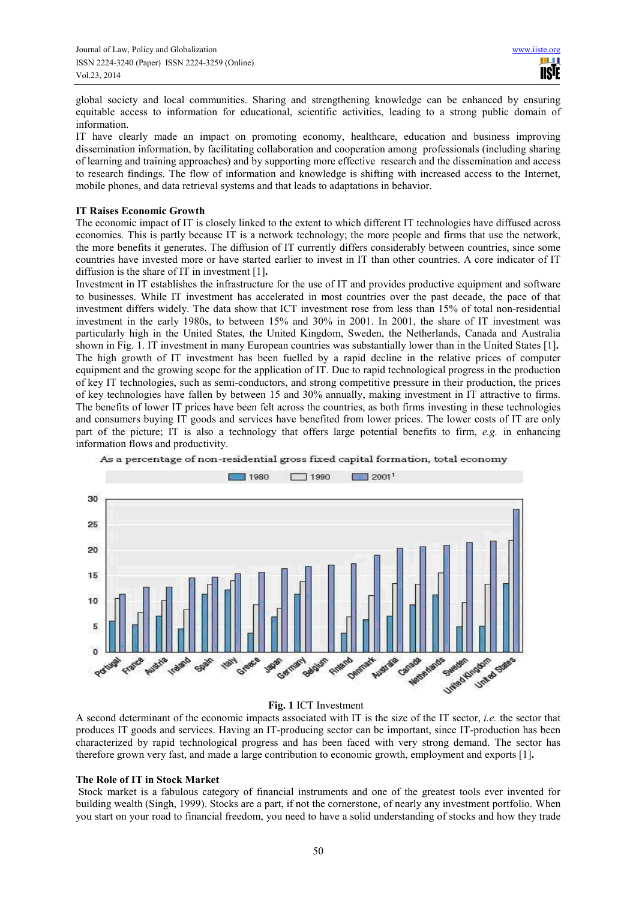global society and local communities. Sharing and strengthening knowledge can be enhanced by ensuring equitable access to information for educational, scientific activities, leading to a strong public domain of information.

IT have clearly made an impact on promoting economy, healthcare, education and business improving dissemination information, by facilitating collaboration and cooperation among professionals (including sharing of learning and training approaches) and by supporting more effective research and the dissemination and access to research findings. The flow of information and knowledge is shifting with increased access to the Internet, mobile phones, and data retrieval systems and that leads to adaptations in behavior.

**IT Raises Economic Growth**

The economic impact of IT is closely linked to the extent to which different IT technologies have diffused across economies. This is partly because IT is a network technology; the more people and firms that use the network, the more benefits it generates. The diffusion of IT currently differs considerably between countries, since some countries have invested more or have started earlier to invest in IT than other countries. A core indicator of IT diffusion is the share of IT in investment [1]**.**

Investment in IT establishes the infrastructure for the use of IT and provides productive equipment and software to businesses. While IT investment has accelerated in most countries over the past decade, the pace of that investment differs widely. The data show that ICT investment rose from less than 15% of total non-residential investment in the early 1980s, to between 15% and 30% in 2001. In 2001, the share of IT investment was particularly high in the United States, the United Kingdom, Sweden, the Netherlands, Canada and Australia shown in Fig. 1. IT investment in many European countries was substantially lower than in the United States [1]**.**

The high growth of IT investment has been fuelled by a rapid decline in the relative prices of computer equipment and the growing scope for the application of IT. Due to rapid technological progress in the production of key IT technologies, such as semi-conductors, and strong competitive pressure in their production, the prices of key technologies have fallen by between 15 and 30% annually, making investment in IT attractive to firms. The benefits of lower IT prices have been felt across the countries, as both firms investing in these technologies and consumers buying IT goods and services have benefited from lower prices. The lower costs of IT are only part of the picture; IT is also a technology that offers large potential benefits to firm, *e.g.* in enhancing information flows and productivity.

As a percentage of non-residential gross fixed capital formation, total economy

**Fig. 1** ICT Investment

A second determinant of the economic impacts associated with IT is the size of the IT sector, *i.e.* the sector that produces IT goods and services. Having an IT-producing sector can be important, since IT-production has been characterized by rapid technological progress and has been faced with very strong demand. The sector has therefore grown very fast, and made a large contribution to economic growth, employment and exports [1]**.**

**The Role of IT in Stock Market**

Stock market is a fabulous category of financial instruments and one of the greatest tools ever invented for building wealth (Singh, 1999). Stocks are a part, if not the cornerstone, of nearly any investment portfolio. When you start on your road to financial freedom, you need to have a solid understanding of stocks and how they trade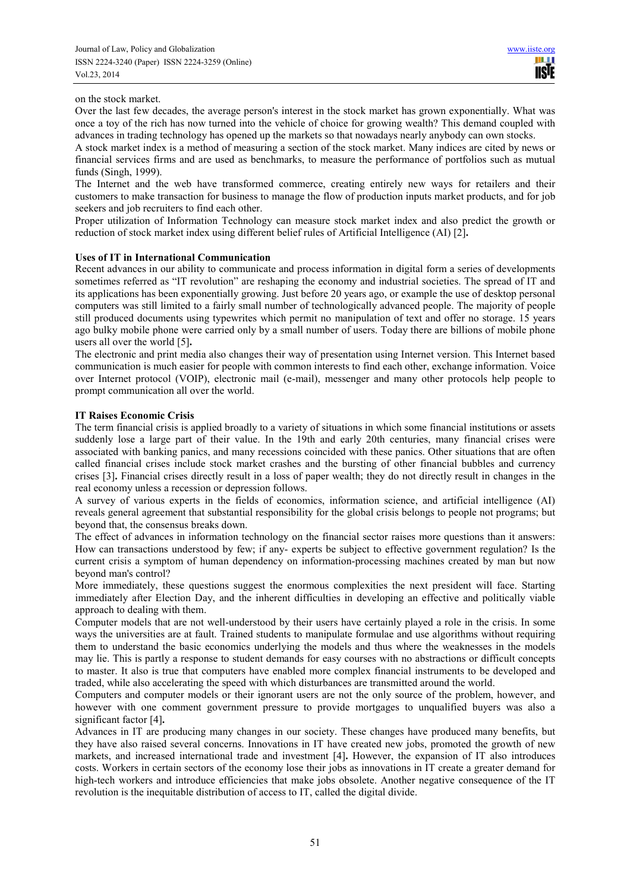on the stock market.

Over the last few decades, the average person's interest in the stock market has grown exponentially. What was once a toy of the rich has now turned into the vehicle of choice for growing wealth? This demand coupled with advances in trading technology has opened up the markets so that nowadays nearly anybody can own stocks.

A stock market index is a method of measuring a section of the stock market. Many indices are cited by news or financial services firms and are used as benchmarks, to measure the performance of portfolios such as mutual funds (Singh, 1999).

The Internet and the web have transformed commerce, creating entirely new ways for retailers and their customers to make transaction for business to manage the flow of production inputs market products, and for job seekers and job recruiters to find each other.

Proper utilization of Information Technology can measure stock market index and also predict the growth or reduction of stock market index using different belief rules of Artificial Intelligence (AI) [2]**.**

**Uses of IT in International Communication**

Recent advances in our ability to communicate and process information in digital form a series of developments sometimes referred as "IT revolution" are reshaping the economy and industrial societies. The spread of IT and its applications has been exponentially growing. Just before 20 years ago, or example the use of desktop personal computers was still limited to a fairly small number of technologically advanced people. The majority of people still produced documents using typewrites which permit no manipulation of text and offer no storage. 15 years ago bulky mobile phone were carried only by a small number of users. Today there are billions of mobile phone users all over the world [5]**.**

The electronic and print media also changes their way of presentation using Internet version. This Internet based communication is much easier for people with common interests to find each other, exchange information. Voice over Internet protocol (VOIP), electronic mail (e-mail), messenger and many other protocols help people to prompt communication all over the world.

**IT Raises Economic Crisis**

The term financial crisis is applied broadly to a variety of situations in which some financial institutions or assets suddenly lose a large part of their value. In the 19th and early 20th centuries, many financial crises were associated with banking panics, and many recessions coincided with these panics. Other situations that are often called financial crises include stock market crashes and the bursting of other financial bubbles and currency crises [3]**.** Financial crises directly result in a loss of paper wealth; they do not directly result in changes in the real economy unless a recession or depression follows.

A survey of various experts in the fields of economics, information science, and artificial intelligence (AI) reveals general agreement that substantial responsibility for the global crisis belongs to people not programs; but beyond that, the consensus breaks down.

The effect of advances in information technology on the financial sector raises more questions than it answers: How can transactions understood by few; if any- experts be subject to effective government regulation? Is the current crisis a symptom of human dependency on information-processing machines created by man but now beyond man's control?

More immediately, these questions suggest the enormous complexities the next president will face. Starting immediately after Election Day, and the inherent difficulties in developing an effective and politically viable approach to dealing with them.

Computer models that are not well-understood by their users have certainly played a role in the crisis. In some ways the universities are at fault. Trained students to manipulate formulae and use algorithms without requiring them to understand the basic economics underlying the models and thus where the weaknesses in the models may lie. This is partly a response to student demands for easy courses with no abstractions or difficult concepts to master. It also is true that computers have enabled more complex financial instruments to be developed and traded, while also accelerating the speed with which disturbances are transmitted around the world.

Computers and computer models or their ignorant users are not the only source of the problem, however, and however with one comment government pressure to provide mortgages to unqualified buyers was also a significant factor [4]**.**

Advances in IT are producing many changes in our society. These changes have produced many benefits, but they have also raised several concerns. Innovations in IT have created new jobs, promoted the growth of new markets, and increased international trade and investment [4]**.** However, the expansion of IT also introduces costs. Workers in certain sectors of the economy lose their jobs as innovations in IT create a greater demand for high-tech workers and introduce efficiencies that make jobs obsolete. Another negative consequence of the IT revolution is the inequitable distribution of access to IT, called the digital divide.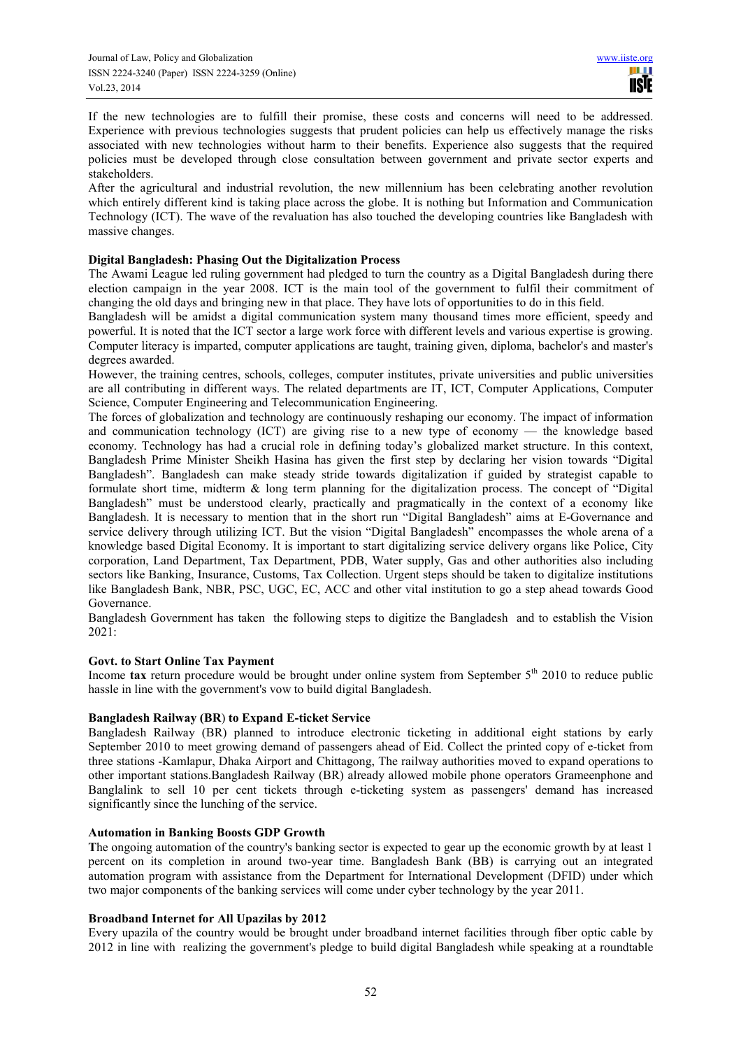If the new technologies are to fulfill their promise, these costs and concerns will need to be addressed. Experience with previous technologies suggests that prudent policies can help us effectively manage the risks associated with new technologies without harm to their benefits. Experience also suggests that the required policies must be developed through close consultation between government and private sector experts and stakeholders.

After the agricultural and industrial revolution, the new millennium has been celebrating another revolution which entirely different kind is taking place across the globe. It is nothing but Information and Communication Technology (ICT). The wave of the revaluation has also touched the developing countries like Bangladesh with massive changes.

**Digital Bangladesh: Phasing Out the Digitalization Process**

The Awami League led ruling government had pledged to turn the country as a Digital Bangladesh during there election campaign in the year 2008. ICT is the main tool of the government to fulfil their commitment of changing the old days and bringing new in that place. They have lots of opportunities to do in this field.

Bangladesh will be amidst a digital communication system many thousand times more efficient, speedy and powerful. It is noted that the ICT sector a large work force with different levels and various expertise is growing. Computer literacy is imparted, computer applications are taught, training given, diploma, bachelor's and master's degrees awarded.

However, the training centres, schools, colleges, computer institutes, private universities and public universities are all contributing in different ways. The related departments are IT, ICT, Computer Applications, Computer Science, Computer Engineering and Telecommunication Engineering.

The forces of globalization and technology are continuously reshaping our economy. The impact of information and communication technology (ICT) are giving rise to a new type of economy — the knowledge based economy. Technology has had a crucial role in defining today's globalized market structure. In this context, Bangladesh Prime Minister Sheikh Hasina has given the first step by declaring her vision towards "Digital Bangladesh". Bangladesh can make steady stride towards digitalization if guided by strategist capable to formulate short time, midterm & long term planning for the digitalization process. The concept of "Digital Bangladesh" must be understood clearly, practically and pragmatically in the context of a economy like Bangladesh. It is necessary to mention that in the short run "Digital Bangladesh" aims at E-Governance and service delivery through utilizing ICT. But the vision "Digital Bangladesh" encompasses the whole arena of a knowledge based Digital Economy. It is important to start digitalizing service delivery organs like Police, City corporation, Land Department, Tax Department, PDB, Water supply, Gas and other authorities also including sectors like Banking, Insurance, Customs, Tax Collection. Urgent steps should be taken to digitalize institutions like Bangladesh Bank, NBR, PSC, UGC, EC, ACC and other vital institution to go a step ahead towards Good Governance.

Bangladesh Government has taken the following steps to digitize the Bangladesh and to establish the Vision 2021:

**Govt. to Start Online Tax Payment**

Income **tax** return procedure would be brought under online system from September 5th 2010 to reduce public hassle in line with the government's vow to build digital Bangladesh.

**Bangladesh Railway (BR) to Expand E-ticket Service**

Bangladesh Railway (BR) planned to introduce electronic ticketing in additional eight stations by early September 2010 to meet growing demand of passengers ahead of Eid. Collect the printed copy of e-ticket from three stations -Kamlapur, Dhaka Airport and Chittagong, The railway authorities moved to expand operations to other important stations.Bangladesh Railway (BR) already allowed mobile phone operators Grameenphone and Banglalink to sell 10 per cent tickets through e-ticketing system as passengers' demand has increased significantly since the lunching of the service.

**Automation in Banking Boosts GDP Growth**

**T**he ongoing automation of the country's banking sector is expected to gear up the economic growth by at least 1 percent on its completion in around two-year time. Bangladesh Bank (BB) is carrying out an integrated automation program with assistance from the Department for International Development (DFID) under which two major components of the banking services will come under cyber technology by the year 2011.

**Broadband Internet for All Upazilas by 2012**

Every upazila of the country would be brought under broadband internet facilities through fiber optic cable by 2012 in line with realizing the government's pledge to build digital Bangladesh while speaking at a roundtable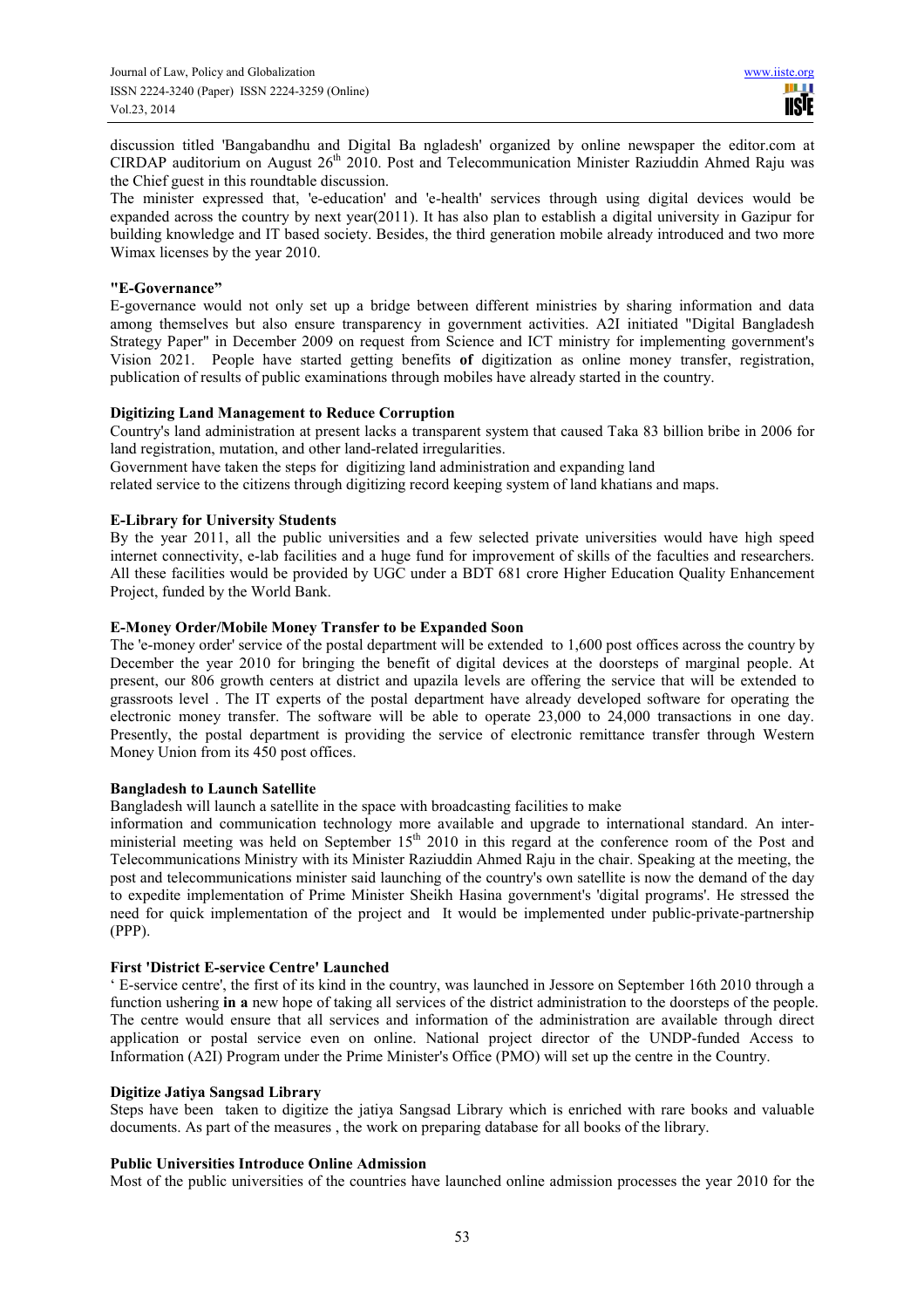discussion titled 'Bangabandhu and Digital Ba ngladesh' organized by online newspaper the editor.com at CIRDAP auditorium on August 26th 2010. Post and Telecommunication Minister Raziuddin Ahmed Raju was the Chief guest in this roundtable discussion.

The minister expressed that, 'e-education' and 'e-health' services through using digital devices would be expanded across the country by next year(2011). It has also plan to establish a digital university in Gazipur for building knowledge and IT based society. Besides, the third generation mobile already introduced and two more Wimax licenses by the year 2010.

**"E-Governance"**

E-governance would not only set up a bridge between different ministries by sharing information and data among themselves but also ensure transparency in government activities. A2I initiated "Digital Bangladesh Strategy Paper" in December 2009 on request from Science and ICT ministry for implementing government's Vision 2021. People have started getting benefits **of** digitization as online money transfer, registration, publication of results of public examinations through mobiles have already started in the country.

**Digitizing Land Management to Reduce Corruption**

Country's land administration at present lacks a transparent system that caused Taka 83 billion bribe in 2006 for land registration, mutation, and other land-related irregularities.

Government have taken the steps for digitizing land administration and expanding land related service to the citizens through digitizing record keeping system of land khatians and maps.

**E-Library for University Students**

By the year 2011, all the public universities and a few selected private universities would have high speed internet connectivity, e-lab facilities and a huge fund for improvement of skills of the faculties and researchers. All these facilities would be provided by UGC under a BDT 681 crore Higher Education Quality Enhancement Project, funded by the World Bank.

**E-Money Order/Mobile Money Transfer to be Expanded Soon**

The 'e-money order' service of the postal department will be extended to 1,600 post offices across the country by December the year 2010 for bringing the benefit of digital devices at the doorsteps of marginal people. At present, our 806 growth centers at district and upazila levels are offering the service that will be extended to grassroots level . The IT experts of the postal department have already developed software for operating the electronic money transfer. The software will be able to operate 23,000 to 24,000 transactions in one day. Presently, the postal department is providing the service of electronic remittance transfer through Western Money Union from its 450 post offices.

**Bangladesh to Launch Satellite**

Bangladesh will launch a satellite in the space with broadcasting facilities to make information and communication technology more available and upgrade to international standard. An inter-ministerial meeting was held on September 15th 2010 in this regard at the conference room of the Post and Telecommunications Ministry with its Minister Raziuddin Ahmed Raju in the chair. Speaking at the meeting, the post and telecommunications minister said launching of the country's own satellite is now the demand of the day to expedite implementation of Prime Minister Sheikh Hasina government's 'digital programs'. He stressed the need for quick implementation of the project and It would be implemented under public-private-partnership (PPP).

**First 'District E-service Centre' Launched**

' E-service centre', the first of its kind in the country, was launched in Jessore on September 16th 2010 through a function ushering **in a** new hope of taking all services of the district administration to the doorsteps of the people. The centre would ensure that all services and information of the administration are available through direct application or postal service even on online. National project director of the UNDP-funded Access to Information (A2I) Program under the Prime Minister's Office (PMO) will set up the centre in the Country.

**Digitize Jatiya Sangsad Library**

Steps have been taken to digitize the jatiya Sangsad Library which is enriched with rare books and valuable documents. As part of the measures , the work on preparing database for all books of the library.

**Public Universities Introduce Online Admission**

Most of the public universities of the countries have launched online admission processes the year 2010 for the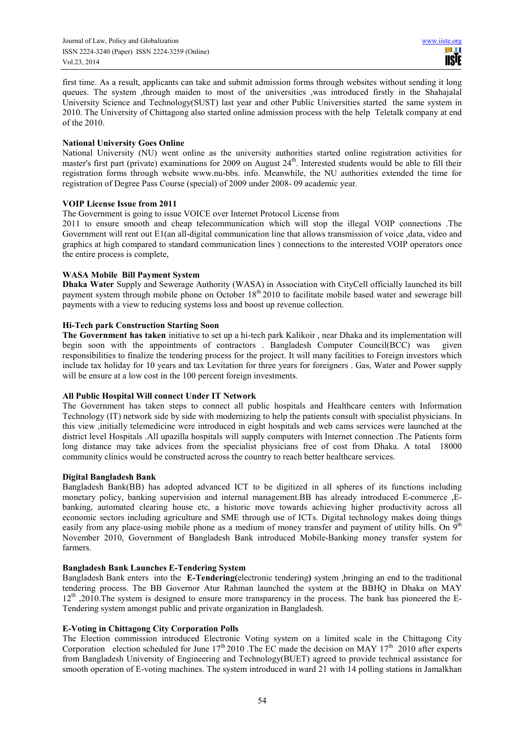first time. As a result, applicants can take and submit admission forms through websites without sending it long queues. The system ,through maiden to most of the universities ,was introduced firstly in the Shahajalal University Science and Technology(SUST) last year and other Public Universities started the same system in 2010. The University of Chittagong also started online admission process with the help Teletalk company at end of the 2010.

**National University Goes Online**

National University (NU) went online as the university authorities started online registration activities for master's first part (private) examinations for 2009 on August 24th. Interested students would be able to fill their registration forms through website www.nu-bbs. info. Meanwhile, the NU authorities extended the time for registration of Degree Pass Course (special) of 2009 under 2008- 09 academic year.

**VOIP License Issue from 2011**

The Government is going to issue VOICE over Internet Protocol License from 2011 to ensure smooth and cheap telecommunication which will stop the illegal VOIP connections .The Government will rent out E1(an all-digital communication line that allows transmission of voice ,data, video and graphics at high compared to standard communication lines ) connections to the interested VOIP operators once the entire process is complete,

**WASA Mobile Bill Payment System**

**Dhaka Water** Supply and Sewerage Authority (WASA) in Association with CityCell officially launched its bill payment system through mobile phone on October 18th 2010 to facilitate mobile based water and sewerage bill payments with a view to reducing systems loss and boost up revenue collection.

**Hi-Tech park Construction Starting Soon**

**The Government has taken** initiative to set up a hi-tech park Kalikoir , near Dhaka and its implementation will begin soon with the appointments of contractors . Bangladesh Computer Council(BCC) was given responsibilities to finalize the tendering process for the project. It will many facilities to Foreign investors which include tax holiday for 10 years and tax Levitation for three years for foreigners . Gas, Water and Power supply will be ensure at a low cost in the 100 percent foreign investments.

**All Public Hospital Will connect Under IT Network**

The Government has taken steps to connect all public hospitals and Healthcare centers with Information Technology (IT) network side by side with modernizing to help the patients consult with specialist physicians. In this view ,initially telemedicine were introduced in eight hospitals and web cams services were launched at the district level Hospitals .All upazilla hospitals will supply computers with Internet connection .The Patients form long distance may take advices from the specialist physicians free of cost from Dhaka. A total 18000 community clinics would be constructed across the country to reach better healthcare services.

**Digital Bangladesh Bank**

Bangladesh Bank(BB) has adopted advanced ICT to be digitized in all spheres of its functions including monetary policy, banking supervision and internal management.BB has already introduced E-commerce ,E-banking, automated clearing house etc, a historic move towards achieving higher productivity across all economic sectors including agriculture and SME through use of ICTs. Digital technology makes doing things easily from any place-using mobile phone as a medium of money transfer and payment of utility bills. On 9th November 2010, Government of Bangladesh Bank introduced Mobile-Banking money transfer system for farmers.

**Bangladesh Bank Launches E-Tendering System**

Bangladesh Bank enters into the **E-Tendering(**electronic tendering**)** system ,bringing an end to the traditional tendering process. The BB Governor Atur Rahman launched the system at the BBHQ in Dhaka on MAY 12th ,2010.The system is designed to ensure more transparency in the process. The bank has pioneered the E-Tendering system amongst public and private organization in Bangladesh.

**E-Voting in Chittagong City Corporation Polls**

The Election commission introduced Electronic Voting system on a limited scale in the Chittagong City Corporation election scheduled for June 17th 2010 .The EC made the decision on MAY 17th 2010 after experts from Bangladesh University of Engineering and Technology(BUET) agreed to provide technical assistance for smooth operation of E-voting machines. The system introduced in ward 21 with 14 polling stations in Jamalkhan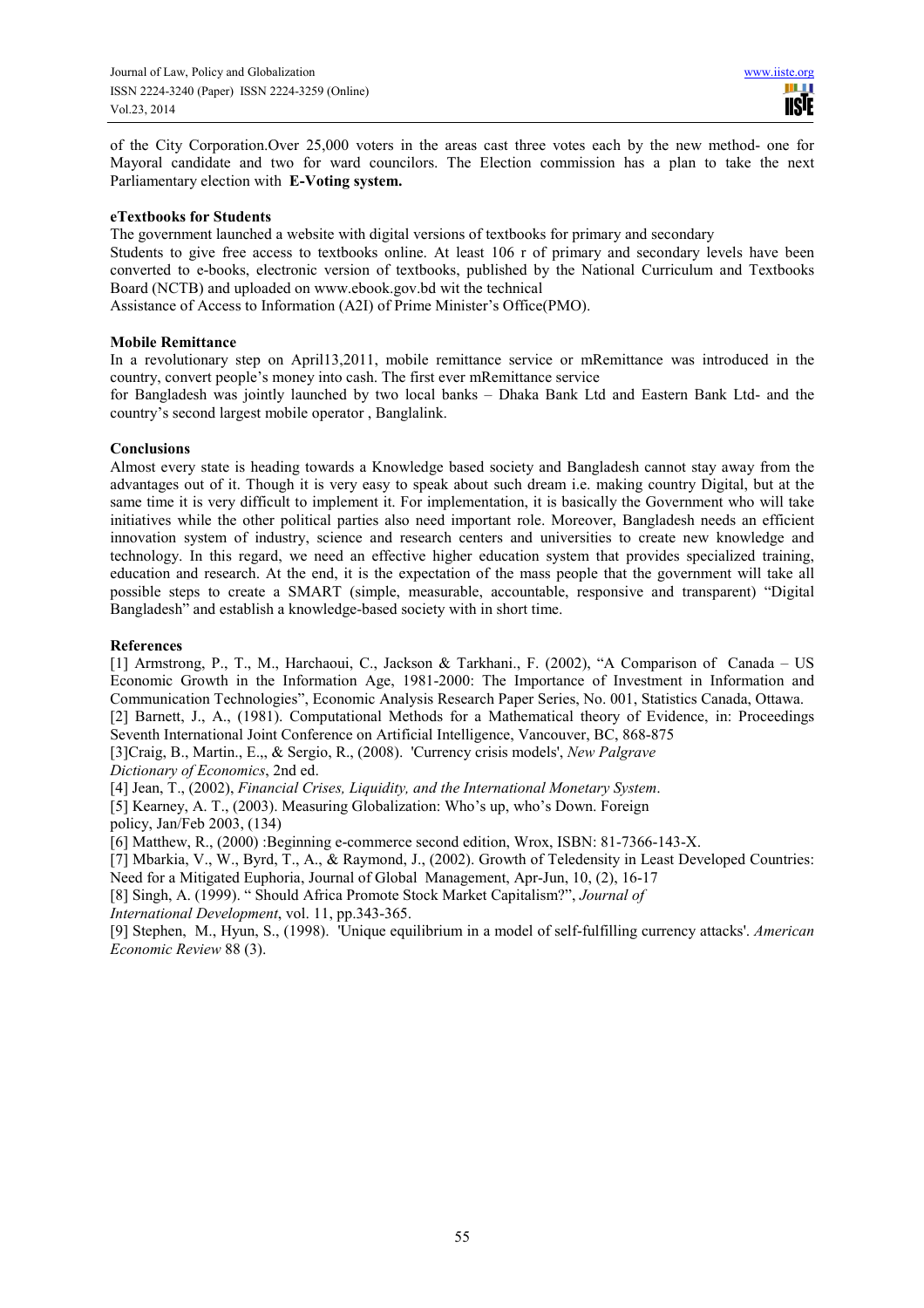of the City Corporation.Over 25,000 voters in the areas cast three votes each by the new method- one for Mayoral candidate and two for ward councilors. The Election commission has a plan to take the next Parliamentary election with **E-Voting system.**

**eTextbooks for Students**

The government launched a website with digital versions of textbooks for primary and secondary Students to give free access to textbooks online. At least 106 r of primary and secondary levels have been converted to e-books, electronic version of textbooks, published by the National Curriculum and Textbooks Board (NCTB) and uploaded on www.ebook.gov.bd wit the technical Assistance of Access to Information (A2I) of Prime Minister's Office(PMO).

**Mobile Remittance**

In a revolutionary step on April13,2011, mobile remittance service or mRemittance was introduced in the country, convert people's money into cash. The first ever mRemittance service for Bangladesh was jointly launched by two local banks – Dhaka Bank Ltd and Eastern Bank Ltd- and the country's second largest mobile operator , Banglalink.

**Conclusions**

Almost every state is heading towards a Knowledge based society and Bangladesh cannot stay away from the advantages out of it. Though it is very easy to speak about such dream i.e. making country Digital, but at the same time it is very difficult to implement it. For implementation, it is basically the Government who will take initiatives while the other political parties also need important role. Moreover, Bangladesh needs an efficient innovation system of industry, science and research centers and universities to create new knowledge and technology. In this regard, we need an effective higher education system that provides specialized training, education and research. At the end, it is the expectation of the mass people that the government will take all possible steps to create a SMART (simple, measurable, accountable, responsive and transparent) "Digital Bangladesh" and establish a knowledge-based society with in short time.

**References**

[1] Armstrong, P., T., M., Harchaoui, C., Jackson & Tarkhani., F. (2002), "A Comparison of Canada – US Economic Growth in the Information Age, 1981-2000: The Importance of Investment in Information and Communication Technologies", Economic Analysis Research Paper Series, No. 001, Statistics Canada, Ottawa.

[2] Barnett, J., A., (1981). Computational Methods for a Mathematical theory of Evidence, in: Proceedings Seventh International Joint Conference on Artificial Intelligence, Vancouver, BC, 868-875

[3]Craig, B., Martin., E.,, & Sergio, R., (2008). 'Currency crisis models', *New Palgrave Dictionary of Economics*, 2nd ed.

[4] Jean, T., (2002), *Financial Crises, Liquidity, and the International Monetary System*.

[5] Kearney, A. T., (2003). Measuring Globalization: Who's up, who's Down. Foreign policy, Jan/Feb 2003, (134)

[6] Matthew, R., (2000) :Beginning e-commerce second edition, Wrox, ISBN: 81-7366-143-X.

[7] Mbarkia, V., W., Byrd, T., A., & Raymond, J., (2002). Growth of Teledensity in Least Developed Countries: Need for a Mitigated Euphoria, Journal of Global Management, Apr-Jun, 10, (2), 16-17

[8] Singh, A. (1999). " Should Africa Promote Stock Market Capitalism?", *Journal of International Development*, vol. 11, pp.343-365.

[9] Stephen, M., Hyun, S., (1998). 'Unique equilibrium in a model of self-fulfilling currency attacks'. *American Economic Review* 88 (3).